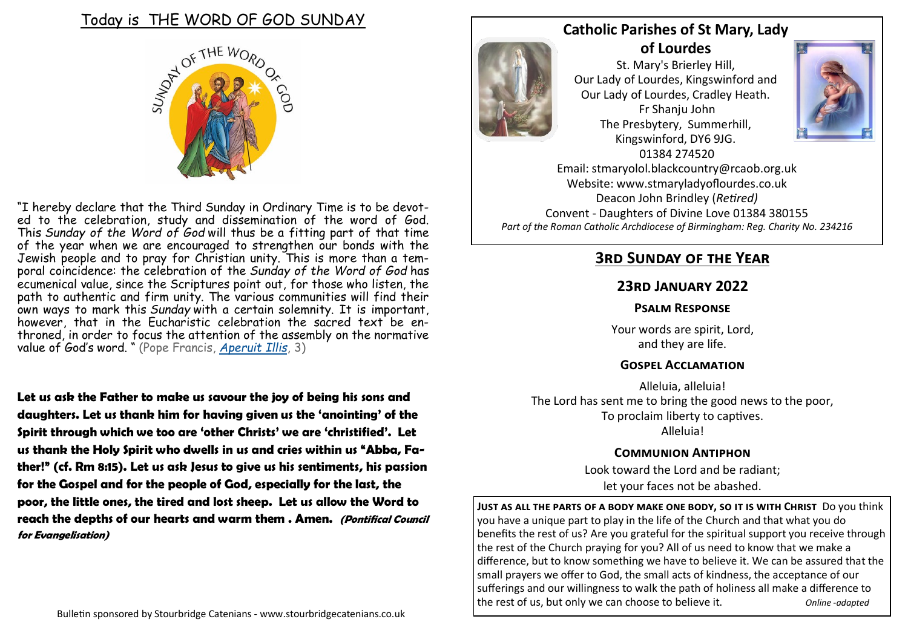# Today is THE WORD OF GOD SUNDAY

"I hereby declare that the Third Sunday in Ordinary Time is to be devoted to the celebration, study and dissemination of the word of God. This *Sunday of the Word of God* will thus be a fitting part of that time of the year when we are encouraged to strengthen our bonds with the Jewish people and to pray for Christian unity. This is more than a temporal coincidence: the celebration of the *Sunday of the Word of God* has ecumenical value, since the Scriptures point out, for those who listen, the path to authentic and firm unity. The various communities will find their own ways to mark this *Sunday* with a certain solemnity. It is important, however, that in the Eucharistic celebration the sacred text be enthroned, in order to focus the attention of the assembly on the normative value of God's word. " (Pope Francis, *Aperuit Illis*, 3)

**Let us ask the Father to make us savour the joy of being his sons and daughters. Let us thank him for having given us the 'anointing' of the Spirit through which we too are 'other Christs' we are 'christified'. Let us thank the Holy Spirit who dwells in us and cries within us "Abba, Father!" (cf. Rm 8:15). Let us ask Jesus to give us his sentiments, his passion for the Gospel and for the people of God, especially for the last, the poor, the little ones, the tired and lost sheep. Let us allow the Word to reach the depths of our hearts and warm them . Amen.** ***(Pontifical Council for Evangelisation)***

Bulletin sponsored by Stourbridge Catenians - www.stourbridgecatenians.co.uk

## Catholic Parishes of St Mary, Lady of Lourdes

St. Mary's Brierley Hill,
Our Lady of Lourdes, Kingswinford and
Our Lady of Lourdes, Cradley Heath.
Fr Shanju John
The Presbytery, Summerhill,
Kingswinford, DY6 9JG.
01384 274520
Email: stmaryolol.blackcountry@rcaob.org.uk
Website: www.stmaryladyoflourdes.co.uk
Deacon John Brindley (*Retired)*
Convent - Daughters of Divine Love 01384 380155
*Part of the Roman Catholic Archdiocese of Birmingham: Reg. Charity No. 234216*

## 3rd Sunday of the Year

## 23rd January 2022

### Psalm Response

Your words are spirit, Lord,
and they are life.

### Gospel Acclamation

Alleluia, alleluia!
The Lord has sent me to bring the good news to the poor,
To proclaim liberty to captives.
Alleluia!

### Communion Antiphon

Look toward the Lord and be radiant;
let your faces not be abashed.

**Just as all the parts of a body make one body, so it is with Christ** Do you think you have a unique part to play in the life of the Church and that what you do benefits the rest of us? Are you grateful for the spiritual support you receive through the rest of the Church praying for you? All of us need to know that we make a difference, but to know something we have to believe it. We can be assured that the small prayers we offer to God, the small acts of kindness, the acceptance of our sufferings and our willingness to walk the path of holiness all make a difference to the rest of us, but only we can choose to believe it. *Online -adapted*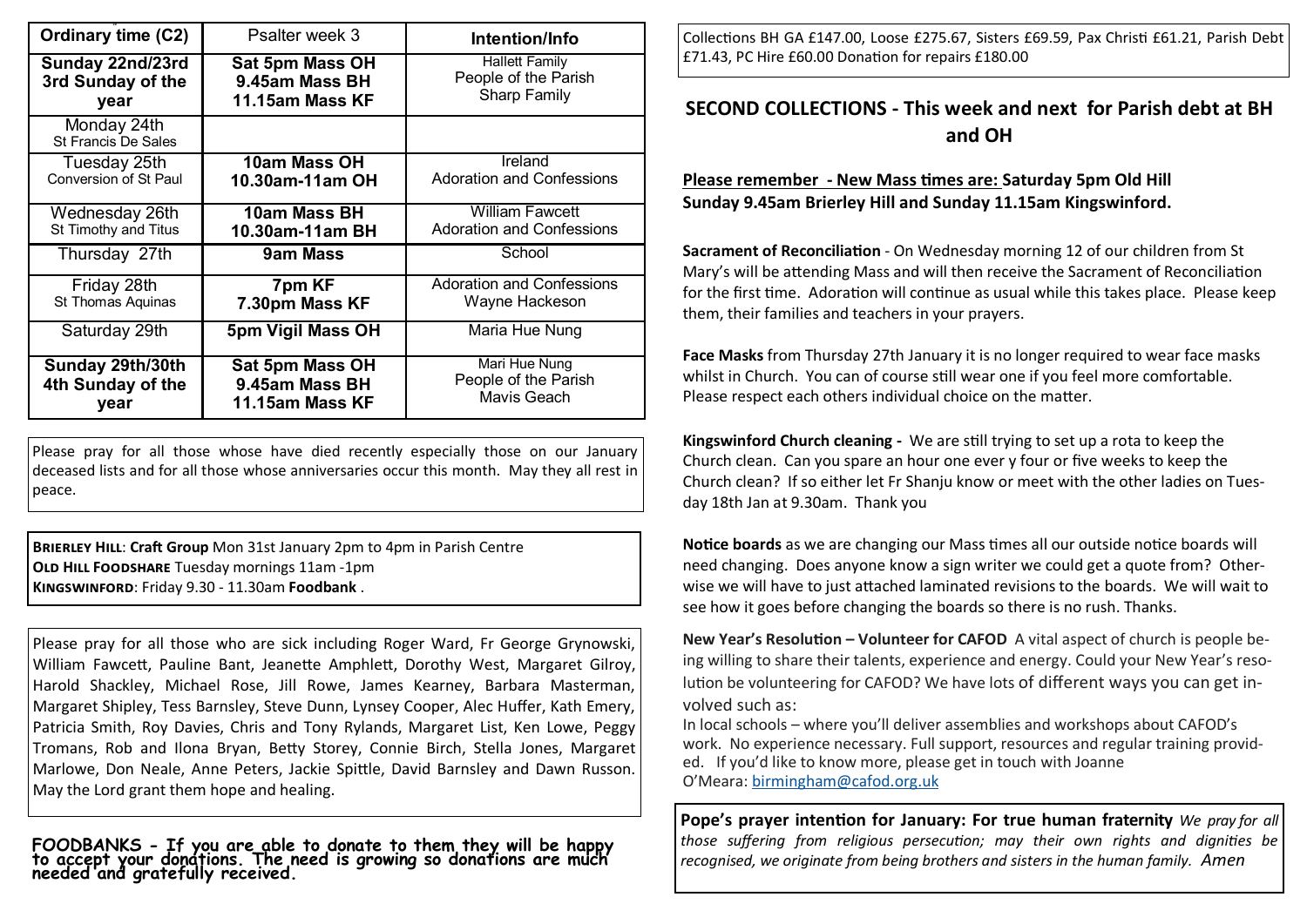| Ordinary time (C2) | Psalter week 3 | Intention/Info |
|---|---|---|
| **Sunday 22nd/23rd 3rd Sunday of the year** | **Sat 5pm Mass OH 9.45am Mass BH 11.15am Mass KF** | Hallett Family People of the Parish Sharp Family |
| Monday 24th St Francis De Sales | | |
| Tuesday 25th Conversion of St Paul | **10am Mass OH 10.30am-11am OH** | Ireland Adoration and Confessions |
| Wednesday 26th St Timothy and Titus | **10am Mass BH 10.30am-11am BH** | William Fawcett Adoration and Confessions |
| Thursday 27th | **9am Mass** | School |
| Friday 28th St Thomas Aquinas | **7pm KF 7.30pm Mass KF** | Adoration and Confessions Wayne Hackeson |
| Saturday 29th | **5pm Vigil Mass OH** | Maria Hue Nung |
| **Sunday 29th/30th 4th Sunday of the year** | **Sat 5pm Mass OH 9.45am Mass BH 11.15am Mass KF** | Mari Hue Nung People of the Parish Mavis Geach |

Please pray for all those whose have died recently especially those on our January deceased lists and for all those whose anniversaries occur this month. May they all rest in peace.

**Brierley Hill**: **Craft Group** Mon 31st January 2pm to 4pm in Parish Centre
**Old Hill Foodshare** Tuesday mornings 11am -1pm
**Kingswinford**: Friday 9.30 - 11.30am **Foodbank** .

Please pray for all those who are sick including Roger Ward, Fr George Grynowski, William Fawcett, Pauline Bant, Jeanette Amphlett, Dorothy West, Margaret Gilroy, Harold Shackley, Michael Rose, Jill Rowe, James Kearney, Barbara Masterman, Margaret Shipley, Tess Barnsley, Steve Dunn, Lynsey Cooper, Alec Huffer, Kath Emery, Patricia Smith, Roy Davies, Chris and Tony Rylands, Margaret List, Ken Lowe, Peggy Tromans, Rob and Ilona Bryan, Betty Storey, Connie Birch, Stella Jones, Margaret Marlowe, Don Neale, Anne Peters, Jackie Spittle, David Barnsley and Dawn Russon. May the Lord grant them hope and healing.

**FOODBANKS - If you are able to donate to them they will be happy to accept your donations. The need is growing so donations are much needed and gratefully received.**

Collections BH GA £147.00, Loose £275.67, Sisters £69.59, Pax Christi £61.21, Parish Debt £71.43, PC Hire £60.00 Donation for repairs £180.00

## SECOND COLLECTIONS - This week and next for Parish debt at BH and OH

**Please remember - New Mass times are: Saturday 5pm Old Hill Sunday 9.45am Brierley Hill and Sunday 11.15am Kingswinford.**

**Sacrament of Reconciliation** - On Wednesday morning 12 of our children from St Mary's will be attending Mass and will then receive the Sacrament of Reconciliation for the first time. Adoration will continue as usual while this takes place. Please keep them, their families and teachers in your prayers.

**Face Masks** from Thursday 27th January it is no longer required to wear face masks whilst in Church. You can of course still wear one if you feel more comfortable. Please respect each others individual choice on the matter.

**Kingswinford Church cleaning -** We are still trying to set up a rota to keep the Church clean. Can you spare an hour one ever y four or five weeks to keep the Church clean? If so either let Fr Shanju know or meet with the other ladies on Tuesday 18th Jan at 9.30am. Thank you

**Notice boards** as we are changing our Mass times all our outside notice boards will need changing. Does anyone know a sign writer we could get a quote from? Otherwise we will have to just attached laminated revisions to the boards. We will wait to see how it goes before changing the boards so there is no rush. Thanks.

**New Year's Resolution – Volunteer for CAFOD** A vital aspect of church is people being willing to share their talents, experience and energy. Could your New Year's resolution be volunteering for CAFOD? We have lots of different ways you can get involved such as:
In local schools – where you'll deliver assemblies and workshops about CAFOD's work. No experience necessary. Full support, resources and regular training provided. If you'd like to know more, please get in touch with Joanne O'Meara: birmingham@cafod.org.uk

**Pope's prayer intention for January: For true human fraternity** *We pray for all those suffering from religious persecution; may their own rights and dignities be recognised, we originate from being brothers and sisters in the human family. Amen*